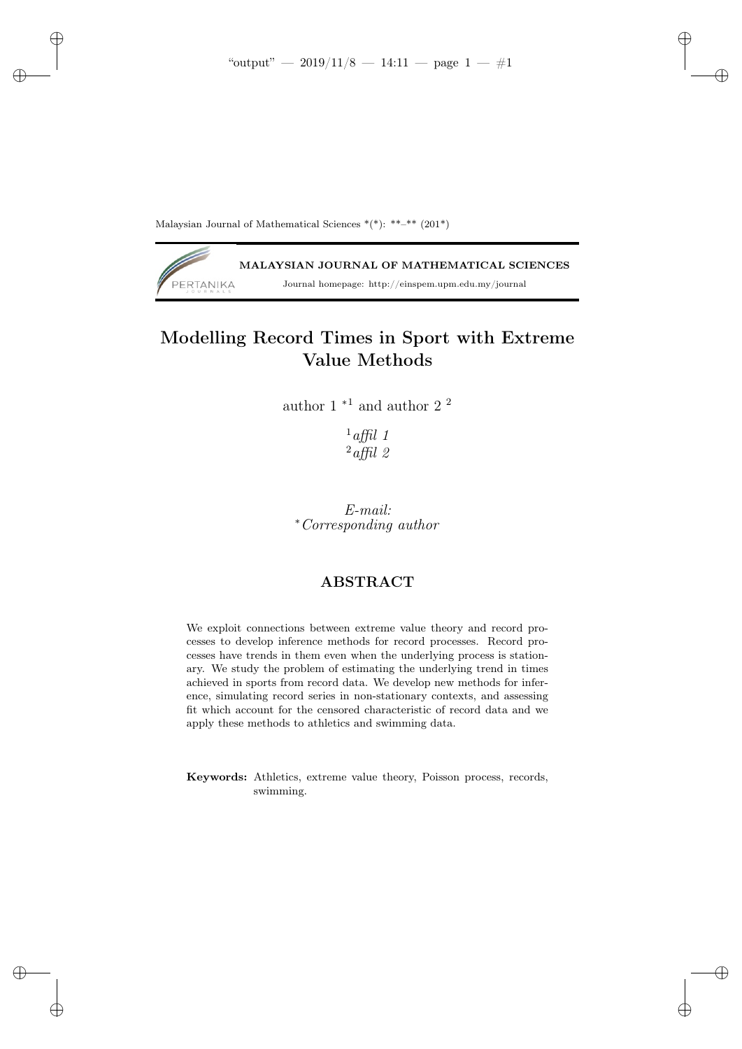MALAYSIAN JOURNAL OF MATHEMATICAL SCIENCES

Journal homepage: http://einspem.upm.edu.my/journal

# Modelling Record Times in Sport with Extreme Value Methods

author 1 *[1] and author 2 [2]

[1] *affil 1*
[2] *affil 2*

*E-mail:*
*\*Corresponding author*

## ABSTRACT

We exploit connections between extreme value theory and record processes to develop inference methods for record processes. Record processes have trends in them even when the underlying process is stationary. We study the problem of estimating the underlying trend in times achieved in sports from record data. We develop new methods for inference, simulating record series in non-stationary contexts, and assessing fit which account for the censored characteristic of record data and we apply these methods to athletics and swimming data.

**Keywords:** Athletics, extreme value theory, Poisson process, records, swimming.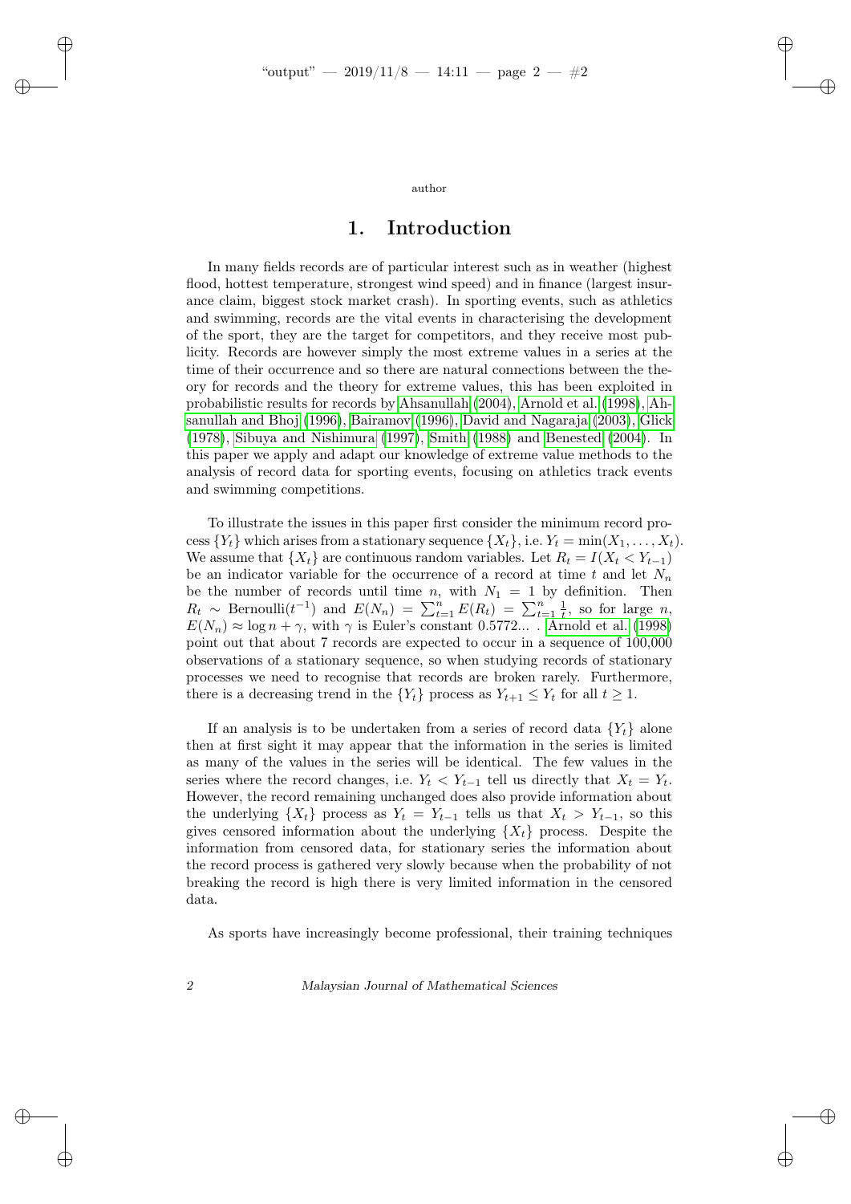# 1. Introduction

In many fields records are of particular interest such as in weather (highest flood, hottest temperature, strongest wind speed) and in finance (largest insurance claim, biggest stock market crash). In sporting events, such as athletics and swimming, records are the vital events in characterising the development of the sport, they are the target for competitors, and they receive most publicity. Records are however simply the most extreme values in a series at the time of their occurrence and so there are natural connections between the theory for records and the theory for extreme values, this has been exploited in probabilistic results for records by Ahsanullah (2004), Arnold et al. (1998), Ahsanullah and Bhoj (1996), Bairamov (1996), David and Nagaraja (2003), Glick (1978), Sibuya and Nishimura (1997), Smith (1988) and Benested (2004). In this paper we apply and adapt our knowledge of extreme value methods to the analysis of record data for sporting events, focusing on athletics track events and swimming competitions.

To illustrate the issues in this paper first consider the minimum record process $\{Y_t\}$ which arises from a stationary sequence $\{X_t\}$, i.e. $Y_t = \min(X_1, \ldots, X_t)$. We assume that $\{X_t\}$ are continuous random variables. Let $R_t = I(X_t < Y_{t-1})$ be an indicator variable for the occurrence of a record at time $t$ and let $N_n$ be the number of records until time $n$, with $N_1 = 1$ by definition. Then $R_t \sim \text{Bernoulli}(t^{-1})$ and $E(N_n) = \sum_{t=1}^{n} E(R_t) = \sum_{t=1}^{n} \frac{1}{t}$, so for large $n$, $E(N_n) \approx \log n + \gamma$, with $\gamma$ is Euler's constant 0.5772... . Arnold et al. (1998) point out that about 7 records are expected to occur in a sequence of 100,000 observations of a stationary sequence, so when studying records of stationary processes we need to recognise that records are broken rarely. Furthermore, there is a decreasing trend in the $\{Y_t\}$ process as $Y_{t+1} \leq Y_t$ for all $t \geq 1$.

If an analysis is to be undertaken from a series of record data $\{Y_t\}$ alone then at first sight it may appear that the information in the series is limited as many of the values in the series will be identical. The few values in the series where the record changes, i.e. $Y_t < Y_{t-1}$ tell us directly that $X_t = Y_t$. However, the record remaining unchanged does also provide information about the underlying $\{X_t\}$ process as $Y_t = Y_{t-1}$ tells us that $X_t > Y_{t-1}$, so this gives censored information about the underlying $\{X_t\}$ process. Despite the information from censored data, for stationary series the information about the record process is gathered very slowly because when the probability of not breaking the record is high there is very limited information in the censored data.

As sports have increasingly become professional, their training techniques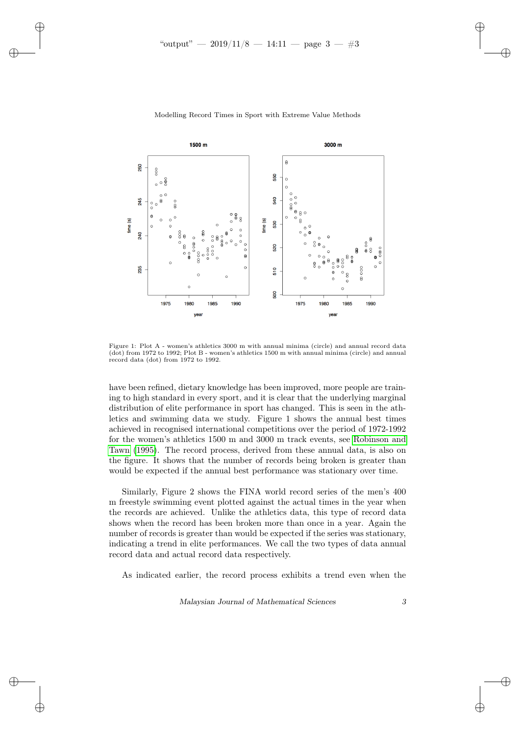Figure 1: Plot A - women's athletics 3000 m with annual minima (circle) and annual record data (dot) from 1972 to 1992; Plot B - women's athletics 1500 m with annual minima (circle) and annual record data (dot) from 1972 to 1992.

have been refined, dietary knowledge has been improved, more people are training to high standard in every sport, and it is clear that the underlying marginal distribution of elite performance in sport has changed. This is seen in the athletics and swimming data we study. Figure 1 shows the annual best times achieved in recognised international competitions over the period of 1972-1992 for the women's athletics 1500 m and 3000 m track events, see Robinson and Tawn (1995). The record process, derived from these annual data, is also on the figure. It shows that the number of records being broken is greater than would be expected if the annual best performance was stationary over time.

Similarly, Figure 2 shows the FINA world record series of the men's 400 m freestyle swimming event plotted against the actual times in the year when the records are achieved. Unlike the athletics data, this type of record data shows when the record has been broken more than once in a year. Again the number of records is greater than would be expected if the series was stationary, indicating a trend in elite performances. We call the two types of data annual record data and actual record data respectively.

As indicated earlier, the record process exhibits a trend even when the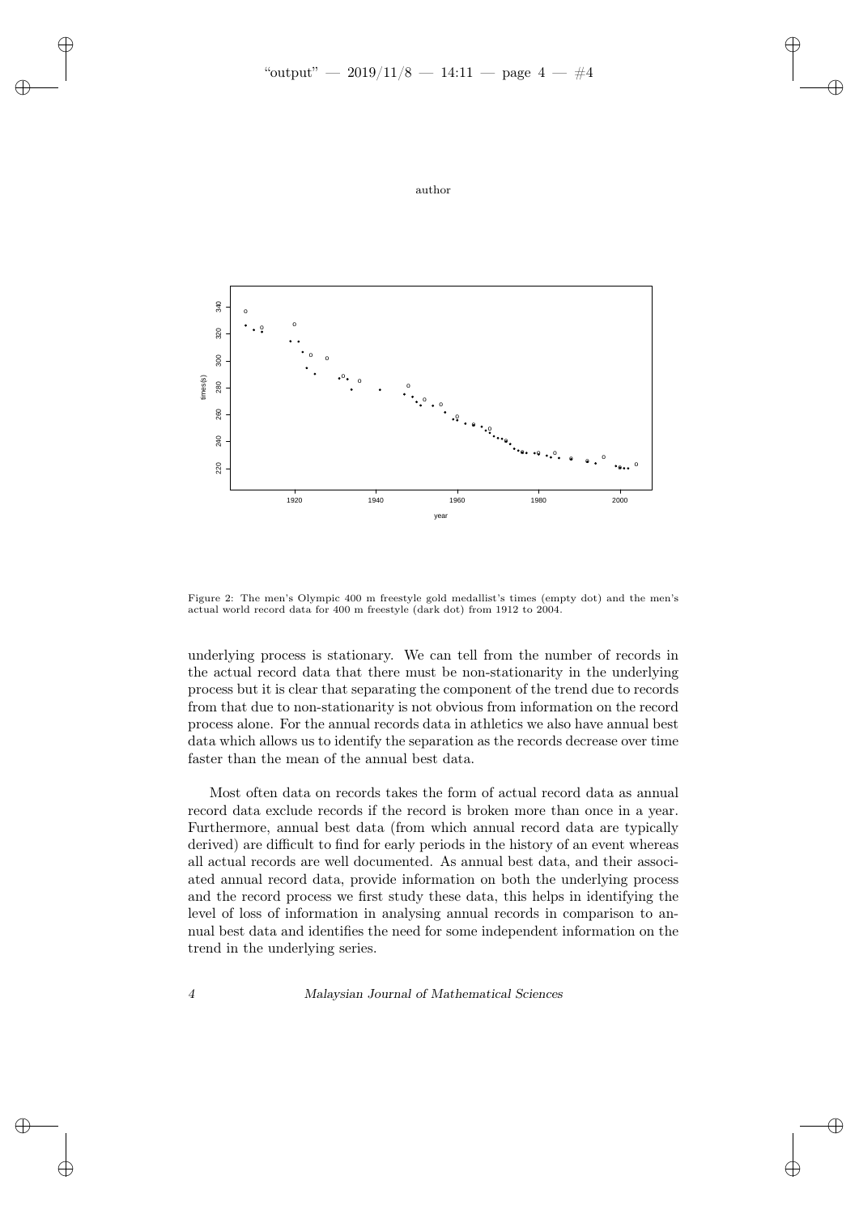Figure 2: The men's Olympic 400 m freestyle gold medallist's times (empty dot) and the men's actual world record data for 400 m freestyle (dark dot) from 1912 to 2004.

underlying process is stationary. We can tell from the number of records in the actual record data that there must be non-stationarity in the underlying process but it is clear that separating the component of the trend due to records from that due to non-stationarity is not obvious from information on the record process alone. For the annual records data in athletics we also have annual best data which allows us to identify the separation as the records decrease over time faster than the mean of the annual best data.

Most often data on records takes the form of actual record data as annual record data exclude records if the record is broken more than once in a year. Furthermore, annual best data (from which annual record data are typically derived) are difficult to find for early periods in the history of an event whereas all actual records are well documented. As annual best data, and their associated annual record data, provide information on both the underlying process and the record process we first study these data, this helps in identifying the level of loss of information in analysing annual records in comparison to annual best data and identifies the need for some independent information on the trend in the underlying series.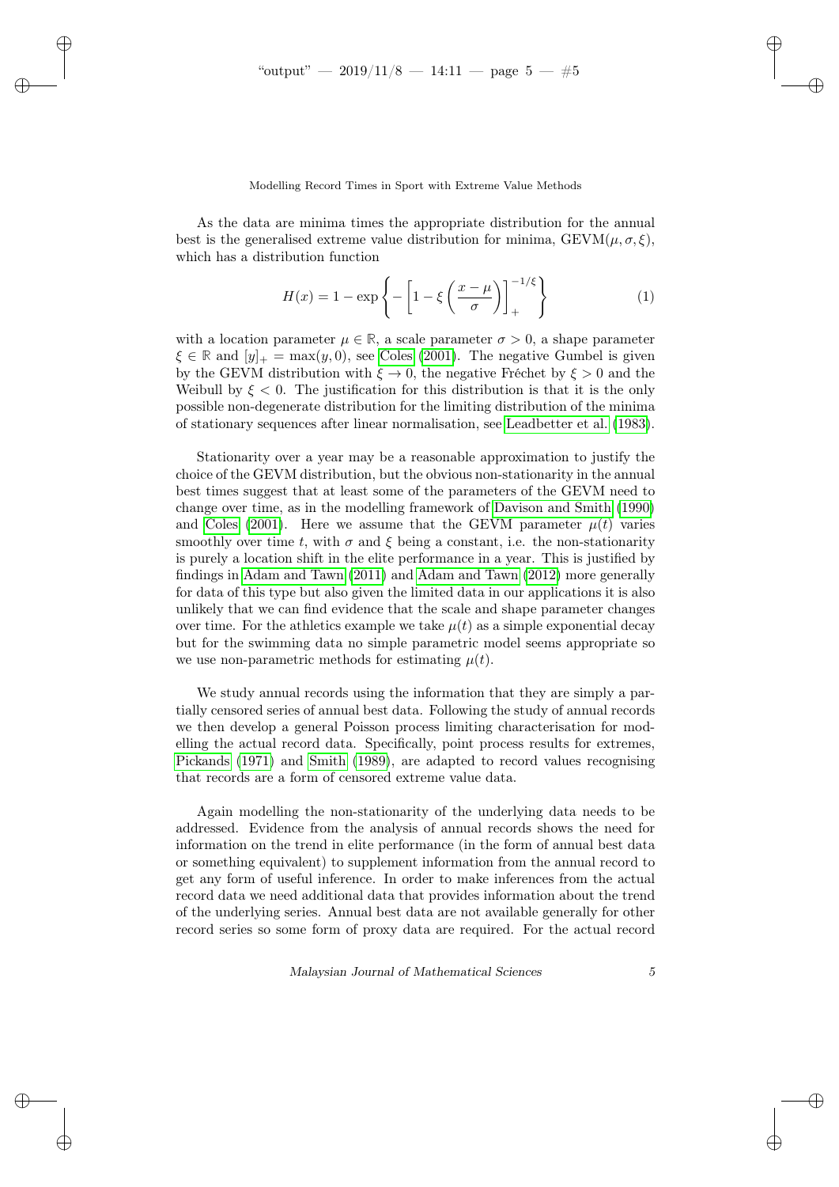As the data are minima times the appropriate distribution for the annual best is the generalised extreme value distribution for minima, $\text{GEVM}(\mu, \sigma, \xi)$, which has a distribution function

$$H(x) = 1 - \exp\left\{ -\left[1 - \xi\left(\frac{x-\mu}{\sigma}\right)\right]_+^{-1/\xi} \right\} \tag{1}$$

with a location parameter $\mu \in \mathbb{R}$, a scale parameter $\sigma > 0$, a shape parameter $\xi \in \mathbb{R}$ and $[y]_+ = \max(y, 0)$, see Coles (2001). The negative Gumbel is given by the GEVM distribution with $\xi \to 0$, the negative Fréchet by $\xi > 0$ and the Weibull by $\xi < 0$. The justification for this distribution is that it is the only possible non-degenerate distribution for the limiting distribution of the minima of stationary sequences after linear normalisation, see Leadbetter et al. (1983).

Stationarity over a year may be a reasonable approximation to justify the choice of the GEVM distribution, but the obvious non-stationarity in the annual best times suggest that at least some of the parameters of the GEVM need to change over time, as in the modelling framework of Davison and Smith (1990) and Coles (2001). Here we assume that the GEVM parameter $\mu(t)$ varies smoothly over time $t$, with $\sigma$ and $\xi$ being a constant, i.e. the non-stationarity is purely a location shift in the elite performance in a year. This is justified by findings in Adam and Tawn (2011) and Adam and Tawn (2012) more generally for data of this type but also given the limited data in our applications it is also unlikely that we can find evidence that the scale and shape parameter changes over time. For the athletics example we take $\mu(t)$ as a simple exponential decay but for the swimming data no simple parametric model seems appropriate so we use non-parametric methods for estimating $\mu(t)$.

We study annual records using the information that they are simply a partially censored series of annual best data. Following the study of annual records we then develop a general Poisson process limiting characterisation for modelling the actual record data. Specifically, point process results for extremes, Pickands (1971) and Smith (1989), are adapted to record values recognising that records are a form of censored extreme value data.

Again modelling the non-stationarity of the underlying data needs to be addressed. Evidence from the analysis of annual records shows the need for information on the trend in elite performance (in the form of annual best data or something equivalent) to supplement information from the annual record to get any form of useful inference. In order to make inferences from the actual record data we need additional data that provides information about the trend of the underlying series. Annual best data are not available generally for other record series so some form of proxy data are required. For the actual record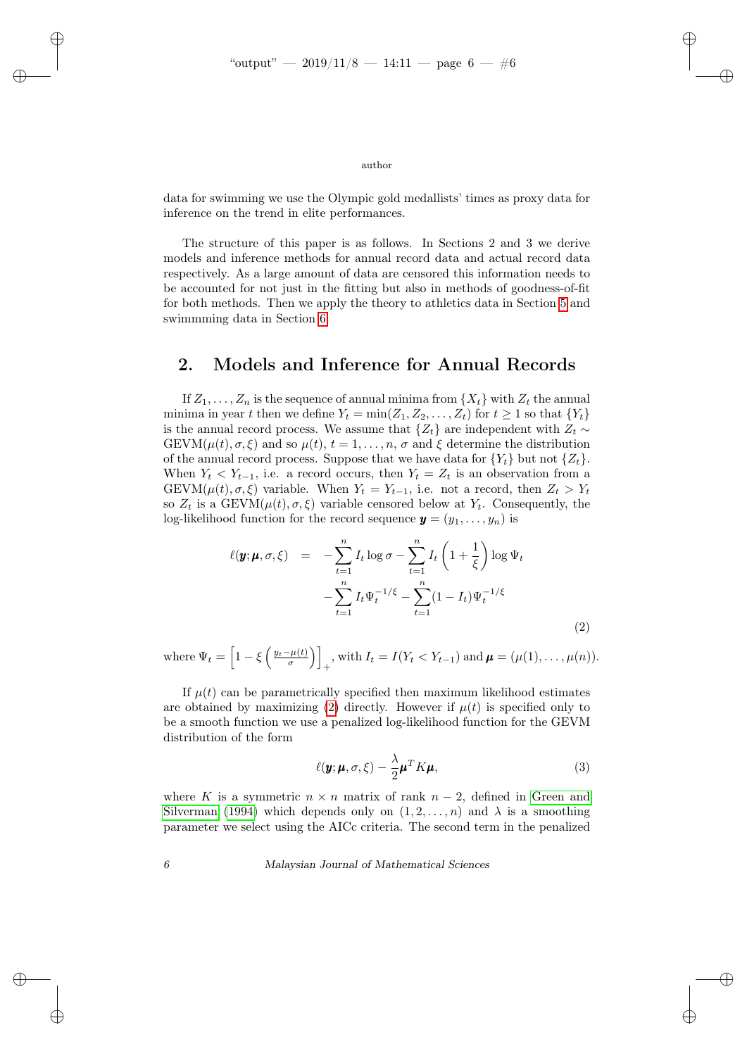data for swimming we use the Olympic gold medallists' times as proxy data for inference on the trend in elite performances.

The structure of this paper is as follows. In Sections 2 and 3 we derive models and inference methods for annual record data and actual record data respectively. As a large amount of data are censored this information needs to be accounted for not just in the fitting but also in methods of goodness-of-fit for both methods. Then we apply the theory to athletics data in Section 5 and swimmming data in Section 6.

## 2. Models and Inference for Annual Records

If $Z_1, \ldots, Z_n$ is the sequence of annual minima from $\{X_t\}$ with $Z_t$ the annual minima in year $t$ then we define $Y_t = \min(Z_1, Z_2, \ldots, Z_t)$ for $t \geq 1$ so that $\{Y_t\}$ is the annual record process. We assume that $\{Z_t\}$ are independent with $Z_t \sim \text{GEVM}(\mu(t), \sigma, \xi)$ and so $\mu(t)$, $t = 1, \ldots, n$, $\sigma$ and $\xi$ determine the distribution of the annual record process. Suppose that we have data for $\{Y_t\}$ but not $\{Z_t\}$. When $Y_t < Y_{t-1}$, i.e. a record occurs, then $Y_t = Z_t$ is an observation from a $\text{GEVM}(\mu(t), \sigma, \xi)$ variable. When $Y_t = Y_{t-1}$, i.e. not a record, then $Z_t > Y_t$ so $Z_t$ is a $\text{GEVM}(\mu(t), \sigma, \xi)$ variable censored below at $Y_t$. Consequently, the log-likelihood function for the record sequence $\boldsymbol{y} = (y_1, \ldots, y_n)$ is

$$
\begin{aligned}
\ell(\boldsymbol{y}; \boldsymbol{\mu}, \sigma, \xi) \quad = \quad & -\sum_{t=1}^{n} I_t \log \sigma - \sum_{t=1}^{n} I_t \left(1 + \frac{1}{\xi}\right) \log \Psi_t \\
& - \sum_{t=1}^{n} I_t \Psi_t^{-1/\xi} - \sum_{t=1}^{n} (1 - I_t) \Psi_t^{-1/\xi}
\end{aligned}
\tag{2}
$$

where $\Psi_t = \left[1 - \xi\left(\frac{y_t - \mu(t)}{\sigma}\right)\right]_+$, with $I_t = I(Y_t < Y_{t-1})$ and $\boldsymbol{\mu} = (\mu(1), \ldots, \mu(n))$.

If $\mu(t)$ can be parametrically specified then maximum likelihood estimates are obtained by maximizing (2) directly. However if $\mu(t)$ is specified only to be a smooth function we use a penalized log-likelihood function for the GEVM distribution of the form

$$
\ell(\boldsymbol{y}; \boldsymbol{\mu}, \sigma, \xi) - \frac{\lambda}{2} \boldsymbol{\mu}^T K \boldsymbol{\mu},
\tag{3}
$$

where $K$ is a symmetric $n \times n$ matrix of rank $n - 2$, defined in Green and Silverman (1994) which depends only on $(1, 2, \ldots, n)$ and $\lambda$ is a smoothing parameter we select using the AICc criteria. The second term in the penalized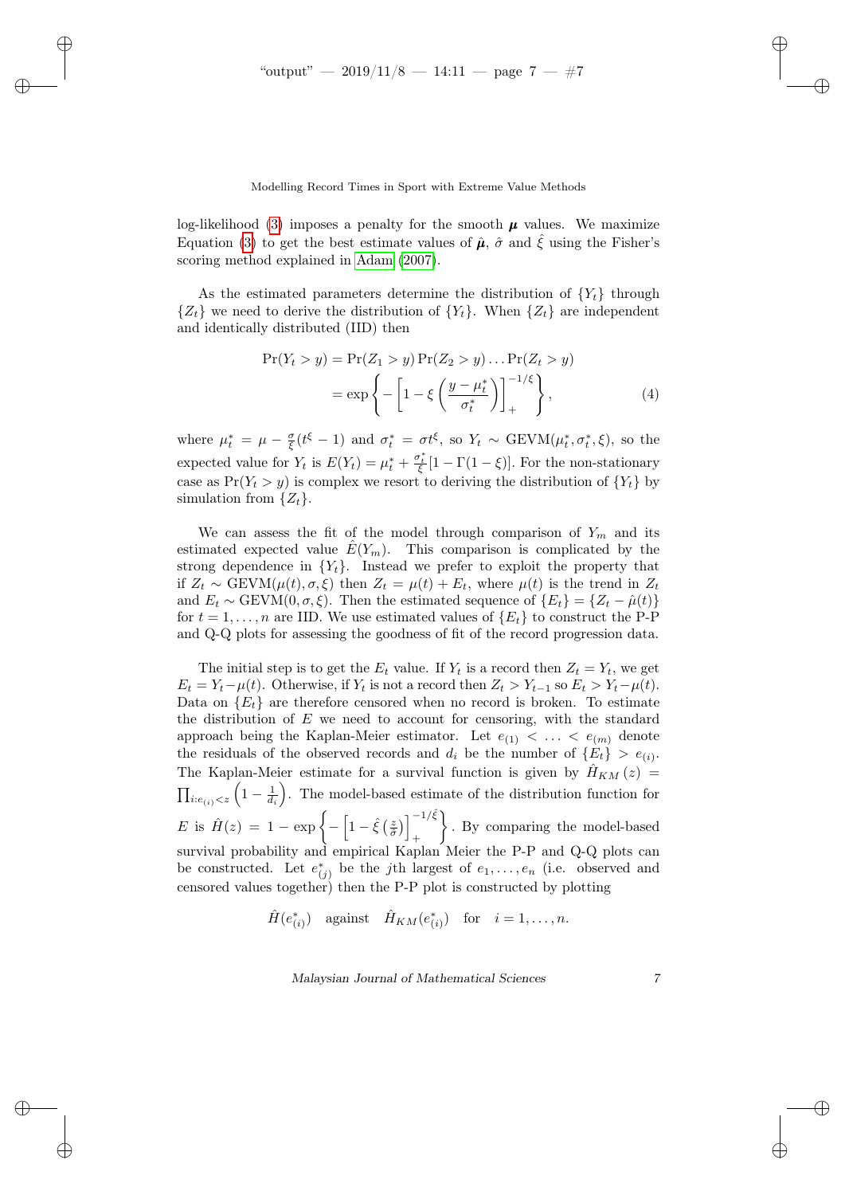log-likelihood (3) imposes a penalty for the smooth $\boldsymbol{\mu}$ values. We maximize Equation (3) to get the best estimate values of $\hat{\boldsymbol{\mu}}$, $\hat{\sigma}$ and $\hat{\xi}$ using the Fisher's scoring method explained in Adam (2007).

As the estimated parameters determine the distribution of $\{Y_t\}$ through $\{Z_t\}$ we need to derive the distribution of $\{Y_t\}$. When $\{Z_t\}$ are independent and identically distributed (IID) then

$$
\begin{aligned}
\Pr(Y_t > y) &= \Pr(Z_1 > y)\Pr(Z_2 > y)\dots\Pr(Z_t > y) \\
&= \exp\left\{-\left[1 - \xi\left(\frac{y - \mu_t^*}{\sigma_t^*}\right)\right]_+^{-1/\xi}\right\},
\end{aligned} \tag{4}
$$

where $\mu_t^* = \mu - \frac{\sigma}{\xi}(t^\xi - 1)$ and $\sigma_t^* = \sigma t^\xi$, so $Y_t \sim \text{GEVM}(\mu_t^*, \sigma_t^*, \xi)$, so the expected value for $Y_t$ is $E(Y_t) = \mu_t^* + \frac{\sigma_t^*}{\xi}[1 - \Gamma(1-\xi)]$. For the non-stationary case as $\Pr(Y_t > y)$ is complex we resort to deriving the distribution of $\{Y_t\}$ by simulation from $\{Z_t\}$.

We can assess the fit of the model through comparison of $Y_m$ and its estimated expected value $\hat{E}(Y_m)$. This comparison is complicated by the strong dependence in $\{Y_t\}$. Instead we prefer to exploit the property that if $Z_t \sim \text{GEVM}(\mu(t), \sigma, \xi)$ then $Z_t = \mu(t) + E_t$, where $\mu(t)$ is the trend in $Z_t$ and $E_t \sim \text{GEVM}(0, \sigma, \xi)$. Then the estimated sequence of $\{E_t\} = \{Z_t - \hat{\mu}(t)\}$ for $t = 1, \dots, n$ are IID. We use estimated values of $\{E_t\}$ to construct the P-P and Q-Q plots for assessing the goodness of fit of the record progression data.

The initial step is to get the $E_t$ value. If $Y_t$ is a record then $Z_t = Y_t$, we get $E_t = Y_t - \mu(t)$. Otherwise, if $Y_t$ is not a record then $Z_t > Y_{t-1}$ so $E_t > Y_t - \mu(t)$. Data on $\{E_t\}$ are therefore censored when no record is broken. To estimate the distribution of $E$ we need to account for censoring, with the standard approach being the Kaplan-Meier estimator. Let $e_{(1)} < \ldots < e_{(m)}$ denote the residuals of the observed records and $d_i$ be the number of $\{E_t\} > e_{(i)}$. The Kaplan-Meier estimate for a survival function is given by $\hat{H}_{KM}(z) = \prod_{i:e_{(i)}<z}\left(1 - \frac{1}{d_i}\right)$. The model-based estimate of the distribution function for $E$ is $\hat{H}(z) = 1 - \exp\left\{-\left[1 - \hat{\xi}\left(\frac{z}{\hat{\sigma}}\right)\right]_+^{-1/\hat{\xi}}\right\}$. By comparing the model-based survival probability and empirical Kaplan Meier the P-P and Q-Q plots can be constructed. Let $e_{(j)}^*$ be the $j$th largest of $e_1, \ldots, e_n$ (i.e. observed and censored values together) then the P-P plot is constructed by plotting

$$
\hat{H}(e_{(i)}^*) \quad \text{against} \quad \hat{H}_{KM}(e_{(i)}^*) \quad \text{for} \quad i = 1, \ldots, n.
$$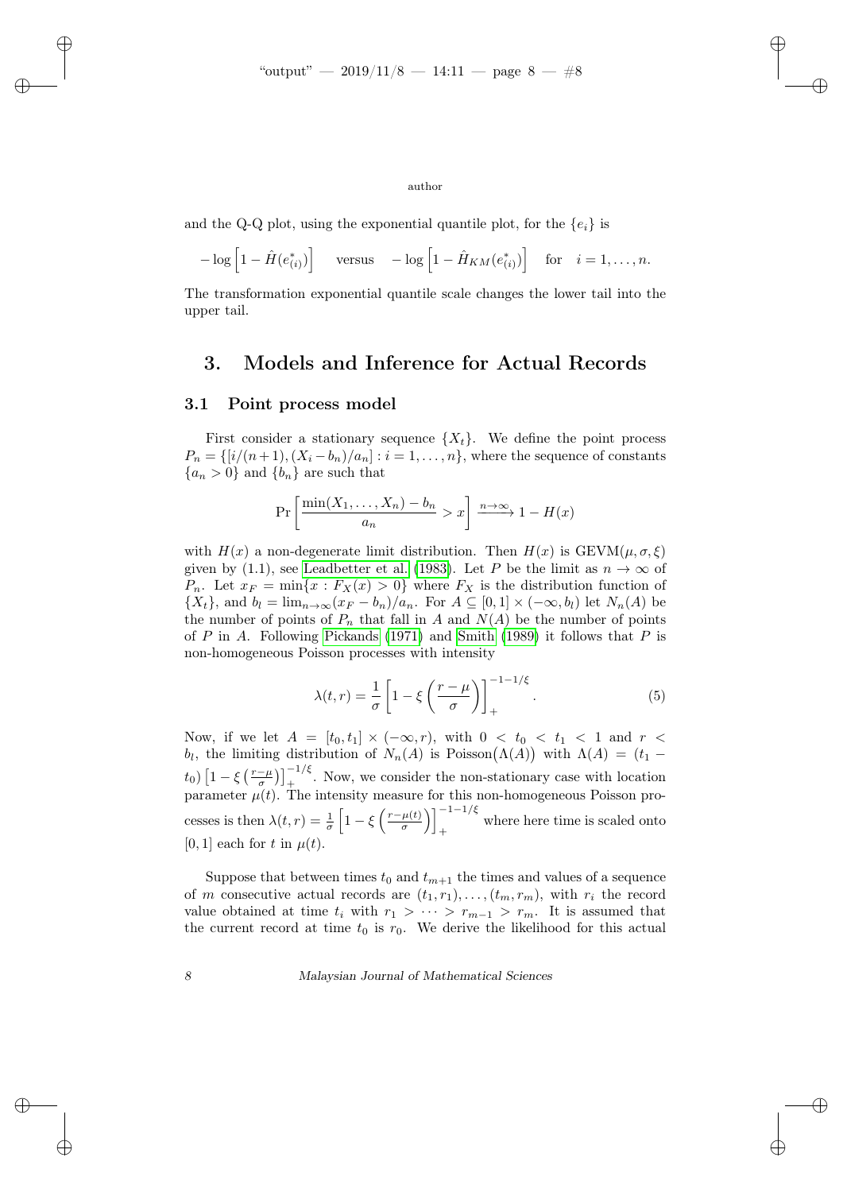and the Q-Q plot, using the exponential quantile plot, for the $\{e_i\}$ is

$$-\log\left[1-\hat{H}(e^*_{(i)})\right] \quad \text{versus} \quad -\log\left[1-\hat{H}_{KM}(e^*_{(i)})\right] \quad \text{for} \quad i=1,\ldots,n.$$

The transformation exponential quantile scale changes the lower tail into the upper tail.

# 3. Models and Inference for Actual Records

## 3.1 Point process model

First consider a stationary sequence $\{X_t\}$. We define the point process $P_n = \{[i/(n+1), (X_i - b_n)/a_n] : i = 1, \ldots, n\}$, where the sequence of constants $\{a_n > 0\}$ and $\{b_n\}$ are such that

$$\Pr\left[\frac{\min(X_1,\ldots,X_n) - b_n}{a_n} > x\right] \xrightarrow{n\to\infty} 1 - H(x)$$

with $H(x)$ a non-degenerate limit distribution. Then $H(x)$ is GEVM$(\mu, \sigma, \xi)$ given by (1.1), see Leadbetter et al. (1983). Let $P$ be the limit as $n \to \infty$ of $P_n$. Let $x_F = \min\{x : F_X(x) > 0\}$ where $F_X$ is the distribution function of $\{X_t\}$, and $b_l = \lim_{n\to\infty}(x_F - b_n)/a_n$. For $A \subseteq [0,1] \times (-\infty, b_l)$ let $N_n(A)$ be the number of points of $P_n$ that fall in $A$ and $N(A)$ be the number of points of $P$ in $A$. Following Pickands (1971) and Smith (1989) it follows that $P$ is non-homogeneous Poisson processes with intensity

$$\lambda(t,r) = \frac{1}{\sigma}\left[1 - \xi\left(\frac{r-\mu}{\sigma}\right)\right]_+^{-1-1/\xi}. \tag{5}$$

Now, if we let $A = [t_0, t_1] \times (-\infty, r)$, with $0 < t_0 < t_1 < 1$ and $r < b_l$, the limiting distribution of $N_n(A)$ is Poisson$\big(\Lambda(A)\big)$ with $\Lambda(A) = (t_1 - t_0)\left[1 - \xi\left(\frac{r-\mu}{\sigma}\right)\right]_+^{-1/\xi}$. Now, we consider the non-stationary case with location parameter $\mu(t)$. The intensity measure for this non-homogeneous Poisson processes is then $\lambda(t,r) = \frac{1}{\sigma}\left[1 - \xi\left(\frac{r-\mu(t)}{\sigma}\right)\right]_+^{-1-1/\xi}$ where here time is scaled onto $[0,1]$ each for $t$ in $\mu(t)$.

Suppose that between times $t_0$ and $t_{m+1}$ the times and values of a sequence of $m$ consecutive actual records are $(t_1, r_1), \ldots, (t_m, r_m)$, with $r_i$ the record value obtained at time $t_i$ with $r_1 > \cdots > r_{m-1} > r_m$. It is assumed that the current record at time $t_0$ is $r_0$. We derive the likelihood for this actual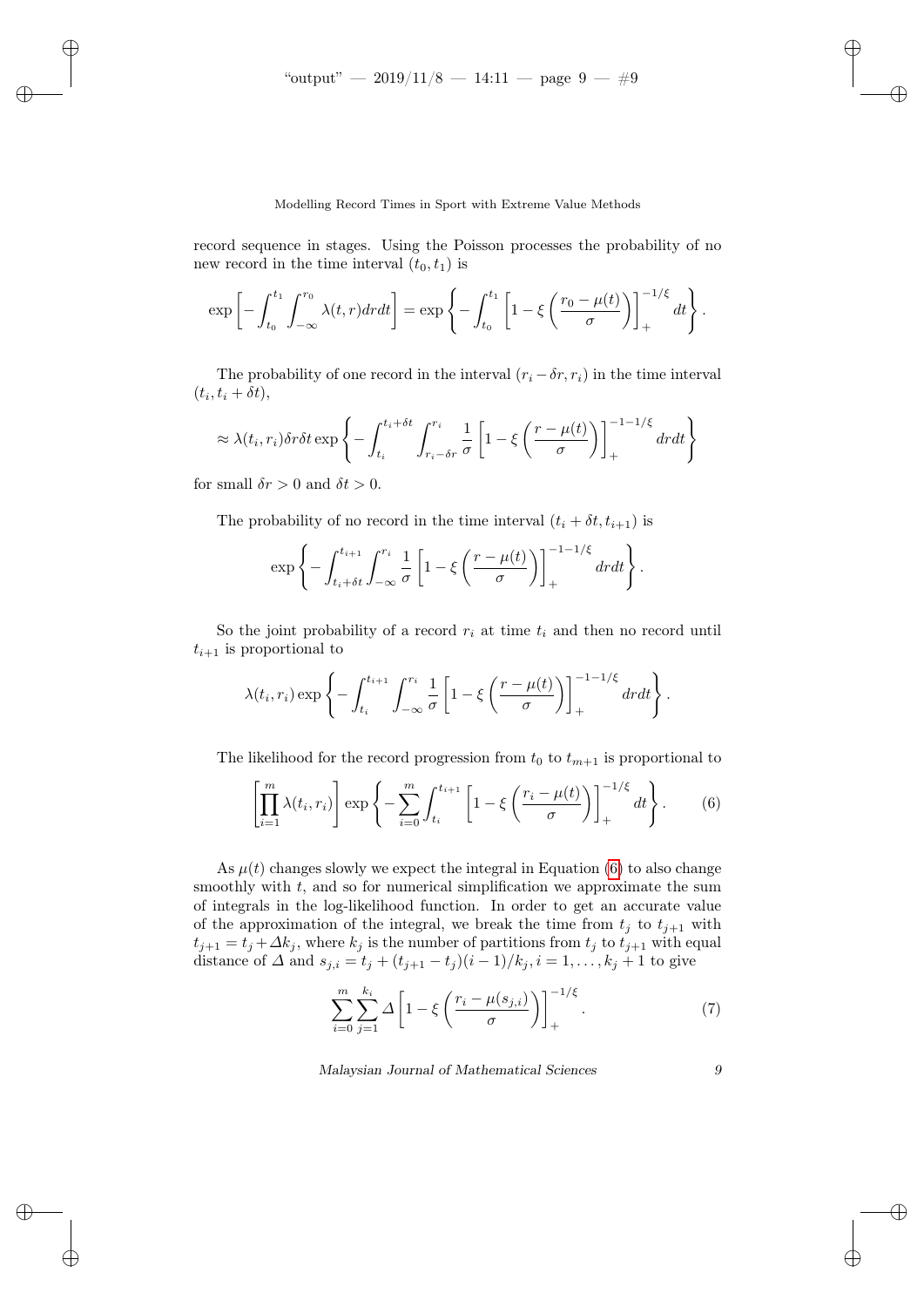record sequence in stages. Using the Poisson processes the probability of no new record in the time interval $(t_0, t_1)$ is

$$\exp\left[-\int_{t_0}^{t_1}\int_{-\infty}^{r_0}\lambda(t,r)drdt\right] = \exp\left\{-\int_{t_0}^{t_1}\left[1-\xi\left(\frac{r_0-\mu(t)}{\sigma}\right)\right]_+^{-1/\xi}dt\right\}.$$

The probability of one record in the interval $(r_i - \delta r, r_i)$ in the time interval $(t_i, t_i + \delta t)$,

$$\approx \lambda(t_i, r_i)\delta r\delta t \exp\left\{-\int_{t_i}^{t_i+\delta t}\int_{r_i-\delta r}^{r_i}\frac{1}{\sigma}\left[1-\xi\left(\frac{r-\mu(t)}{\sigma}\right)\right]_+^{-1-1/\xi}drdt\right\}$$

for small $\delta r > 0$ and $\delta t > 0$.

The probability of no record in the time interval $(t_i + \delta t, t_{i+1})$ is

$$\exp\left\{-\int_{t_i+\delta t}^{t_{i+1}}\int_{-\infty}^{r_i}\frac{1}{\sigma}\left[1-\xi\left(\frac{r-\mu(t)}{\sigma}\right)\right]_+^{-1-1/\xi}drdt\right\}.$$

So the joint probability of a record $r_i$ at time $t_i$ and then no record until $t_{i+1}$ is proportional to

$$\lambda(t_i, r_i)\exp\left\{-\int_{t_i}^{t_{i+1}}\int_{-\infty}^{r_i}\frac{1}{\sigma}\left[1-\xi\left(\frac{r-\mu(t)}{\sigma}\right)\right]_+^{-1-1/\xi}drdt\right\}.$$

The likelihood for the record progression from $t_0$ to $t_{m+1}$ is proportional to

$$\left[\prod_{i=1}^{m}\lambda(t_i, r_i)\right]\exp\left\{-\sum_{i=0}^{m}\int_{t_i}^{t_{i+1}}\left[1-\xi\left(\frac{r_i-\mu(t)}{\sigma}\right)\right]_+^{-1/\xi}dt\right\}. \tag{6}$$

As $\mu(t)$ changes slowly we expect the integral in Equation (6) to also change smoothly with $t$, and so for numerical simplification we approximate the sum of integrals in the log-likelihood function. In order to get an accurate value of the approximation of the integral, we break the time from $t_j$ to $t_{j+1}$ with $t_{j+1} = t_j + \Delta k_j$, where $k_j$ is the number of partitions from $t_j$ to $t_{j+1}$ with equal distance of $\Delta$ and $s_{j,i} = t_j + (t_{j+1} - t_j)(i-1)/k_j, i = 1, \ldots, k_j + 1$ to give

$$\sum_{i=0}^{m}\sum_{j=1}^{k_i}\Delta\left[1-\xi\left(\frac{r_i-\mu(s_{j,i})}{\sigma}\right)\right]_+^{-1/\xi}. \tag{7}$$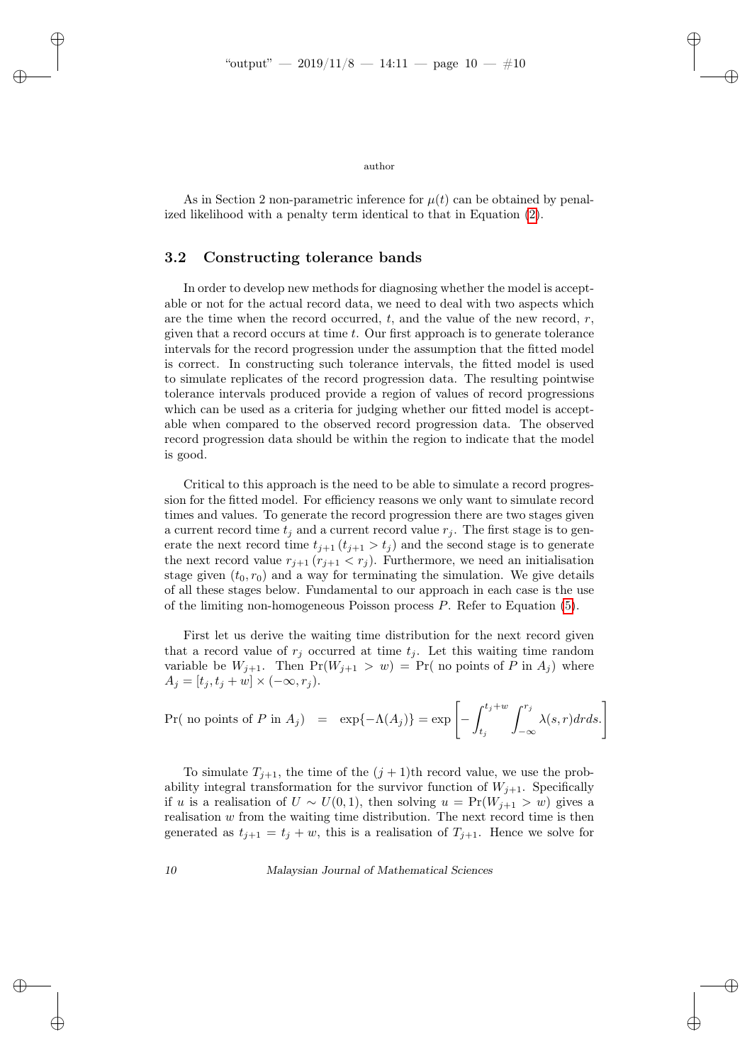As in Section 2 non-parametric inference for $\mu(t)$ can be obtained by penalized likelihood with a penalty term identical to that in Equation (2).

### 3.2 Constructing tolerance bands

In order to develop new methods for diagnosing whether the model is acceptable or not for the actual record data, we need to deal with two aspects which are the time when the record occurred, $t$, and the value of the new record, $r$, given that a record occurs at time $t$. Our first approach is to generate tolerance intervals for the record progression under the assumption that the fitted model is correct. In constructing such tolerance intervals, the fitted model is used to simulate replicates of the record progression data. The resulting pointwise tolerance intervals produced provide a region of values of record progressions which can be used as a criteria for judging whether our fitted model is acceptable when compared to the observed record progression data. The observed record progression data should be within the region to indicate that the model is good.

Critical to this approach is the need to be able to simulate a record progression for the fitted model. For efficiency reasons we only want to simulate record times and values. To generate the record progression there are two stages given a current record time $t_j$ and a current record value $r_j$. The first stage is to generate the next record time $t_{j+1}$ $(t_{j+1} > t_j)$ and the second stage is to generate the next record value $r_{j+1}$ $(r_{j+1} < r_j)$. Furthermore, we need an initialisation stage given $(t_0, r_0)$ and a way for terminating the simulation. We give details of all these stages below. Fundamental to our approach in each case is the use of the limiting non-homogeneous Poisson process $P$. Refer to Equation (5).

First let us derive the waiting time distribution for the next record given that a record value of $r_j$ occurred at time $t_j$. Let this waiting time random variable be $W_{j+1}$. Then $\Pr(W_{j+1} > w) = \Pr(\text{ no points of } P \text{ in } A_j)$ where $A_j = [t_j, t_j + w] \times (-\infty, r_j)$.

$$\Pr(\text{ no points of } P \text{ in } A_j) \quad = \quad \exp\{-\Lambda(A_j)\} = \exp\left[-\int_{t_j}^{t_j+w}\int_{-\infty}^{r_j} \lambda(s,r)drds.\right]$$

To simulate $T_{j+1}$, the time of the $(j+1)$th record value, we use the probability integral transformation for the survivor function of $W_{j+1}$. Specifically if $u$ is a realisation of $U \sim U(0,1)$, then solving $u = \Pr(W_{j+1} > w)$ gives a realisation $w$ from the waiting time distribution. The next record time is then generated as $t_{j+1} = t_j + w$, this is a realisation of $T_{j+1}$. Hence we solve for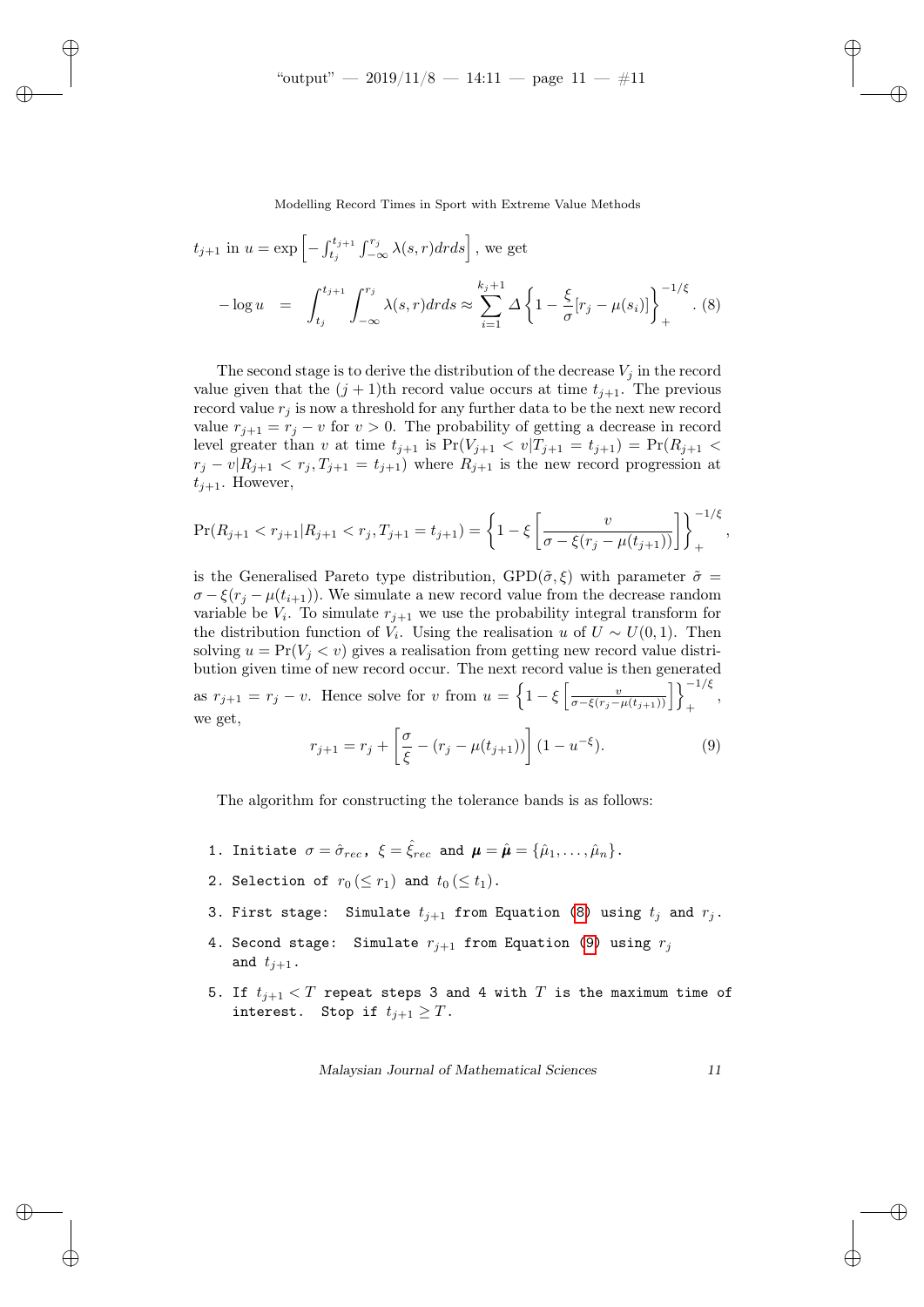$t_{j+1}$ in $u = \exp\left[-\int_{t_j}^{t_{j+1}} \int_{-\infty}^{r_j} \lambda(s,r) dr ds\right]$, we get

$$-\log u \quad = \quad \int_{t_j}^{t_{j+1}} \int_{-\infty}^{r_j} \lambda(s,r) dr ds \approx \sum_{i=1}^{k_j+1} \Delta \left\{1 - \frac{\xi}{\sigma}[r_j - \mu(s_i)]\right\}_{+}^{-1/\xi}. \quad (8)$$

The second stage is to derive the distribution of the decrease $V_j$ in the record value given that the $(j+1)$th record value occurs at time $t_{j+1}$. The previous record value $r_j$ is now a threshold for any further data to be the next new record value $r_{j+1} = r_j - v$ for $v > 0$. The probability of getting a decrease in record level greater than $v$ at time $t_{j+1}$ is $\Pr(V_{j+1} < v | T_{j+1} = t_{j+1}) = \Pr(R_{j+1} < r_j - v | R_{j+1} < r_j, T_{j+1} = t_{j+1})$ where $R_{j+1}$ is the new record progression at $t_{j+1}$. However,

$$\Pr(R_{j+1} < r_{j+1} | R_{j+1} < r_j, T_{j+1} = t_{j+1}) = \left\{1 - \xi \left[\frac{v}{\sigma - \xi(r_j - \mu(t_{j+1}))}\right]\right\}_{+}^{-1/\xi},$$

is the Generalised Pareto type distribution, $\text{GPD}(\tilde{\sigma}, \xi)$ with parameter $\tilde{\sigma} = \sigma - \xi(r_j - \mu(t_{i+1}))$. We simulate a new record value from the decrease random variable be $V_i$. To simulate $r_{j+1}$ we use the probability integral transform for the distribution function of $V_i$. Using the realisation $u$ of $U \sim U(0,1)$. Then solving $u = \Pr(V_j < v)$ gives a realisation from getting new record value distribution given time of new record occur. The next record value is then generated as $r_{j+1} = r_j - v$. Hence solve for $v$ from $u = \left\{1 - \xi \left[\frac{v}{\sigma - \xi(r_j - \mu(t_{j+1}))}\right]\right\}_{+}^{-1/\xi}$, we get,

$$r_{j+1} = r_j + \left[\frac{\sigma}{\xi} - (r_j - \mu(t_{j+1}))\right](1 - u^{-\xi}). \quad (9)$$

The algorithm for constructing the tolerance bands is as follows:

1. Initiate $\sigma = \hat{\sigma}_{rec}$, $\xi = \hat{\xi}_{rec}$ and $\boldsymbol{\mu} = \hat{\boldsymbol{\mu}} = \{\hat{\mu}_1, \ldots, \hat{\mu}_n\}$.
2. Selection of $r_0 (\leq r_1)$ and $t_0 (\leq t_1)$.
3. First stage: Simulate $t_{j+1}$ from Equation (8) using $t_j$ and $r_j$.
4. Second stage: Simulate $r_{j+1}$ from Equation (9) using $r_j$ and $t_{j+1}$.
5. If $t_{j+1} < T$ repeat steps 3 and 4 with $T$ is the maximum time of interest. Stop if $t_{j+1} \geq T$.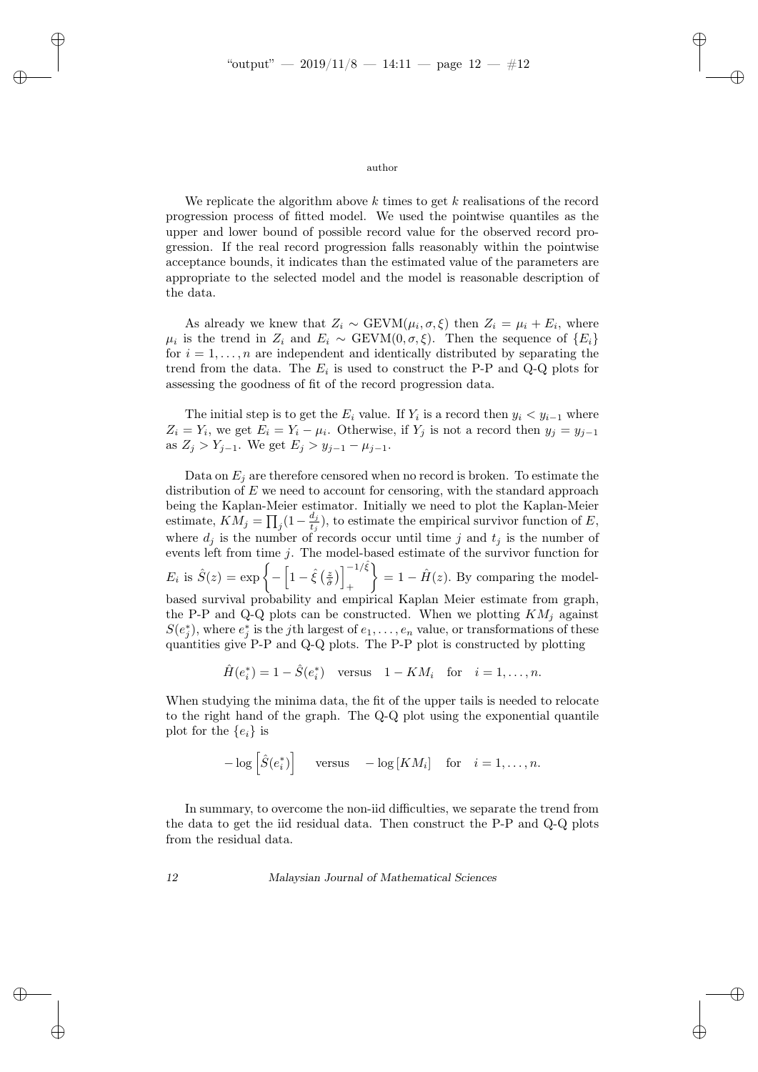We replicate the algorithm above $k$ times to get $k$ realisations of the record progression process of fitted model. We used the pointwise quantiles as the upper and lower bound of possible record value for the observed record progression. If the real record progression falls reasonably within the pointwise acceptance bounds, it indicates than the estimated value of the parameters are appropriate to the selected model and the model is reasonable description of the data.

As already we knew that $Z_i \sim \text{GEVM}(\mu_i, \sigma, \xi)$ then $Z_i = \mu_i + E_i$, where $\mu_i$ is the trend in $Z_i$ and $E_i \sim \text{GEVM}(0, \sigma, \xi)$. Then the sequence of $\{E_i\}$ for $i = 1, \ldots, n$ are independent and identically distributed by separating the trend from the data. The $E_i$ is used to construct the P-P and Q-Q plots for assessing the goodness of fit of the record progression data.

The initial step is to get the $E_i$ value. If $Y_i$ is a record then $y_i < y_{i-1}$ where $Z_i = Y_i$, we get $E_i = Y_i - \mu_i$. Otherwise, if $Y_j$ is not a record then $y_j = y_{j-1}$ as $Z_j > Y_{j-1}$. We get $E_j > y_{j-1} - \mu_{j-1}$.

Data on $E_j$ are therefore censored when no record is broken. To estimate the distribution of $E$ we need to account for censoring, with the standard approach being the Kaplan-Meier estimator. Initially we need to plot the Kaplan-Meier estimate, $KM_j = \prod_j (1 - \frac{d_j}{t_j})$, to estimate the empirical survivor function of $E$, where $d_j$ is the number of records occur until time $j$ and $t_j$ is the number of events left from time $j$. The model-based estimate of the survivor function for $E_i$ is $\hat{S}(z) = \exp\left\{ -\left[1 - \hat{\xi}\left(\frac{z}{\hat{\sigma}}\right)\right]_+^{-1/\hat{\xi}} \right\} = 1 - \hat{H}(z)$. By comparing the model-based survival probability and empirical Kaplan Meier estimate from graph, the P-P and Q-Q plots can be constructed. When we plotting $KM_j$ against $S(e_j^*)$, where $e_j^*$ is the $j$th largest of $e_1, \ldots, e_n$ value, or transformations of these quantities give P-P and Q-Q plots. The P-P plot is constructed by plotting

$$\hat{H}(e_i^*) = 1 - \hat{S}(e_i^*) \quad \text{versus} \quad 1 - KM_i \quad \text{for} \quad i = 1, \ldots, n.$$

When studying the minima data, the fit of the upper tails is needed to relocate to the right hand of the graph. The Q-Q plot using the exponential quantile plot for the $\{e_i\}$ is

$$-\log\left[\hat{S}(e_i^*)\right] \quad \text{versus} \quad -\log\left[KM_i\right] \quad \text{for} \quad i = 1, \ldots, n.$$

In summary, to overcome the non-iid difficulties, we separate the trend from the data to get the iid residual data. Then construct the P-P and Q-Q plots from the residual data.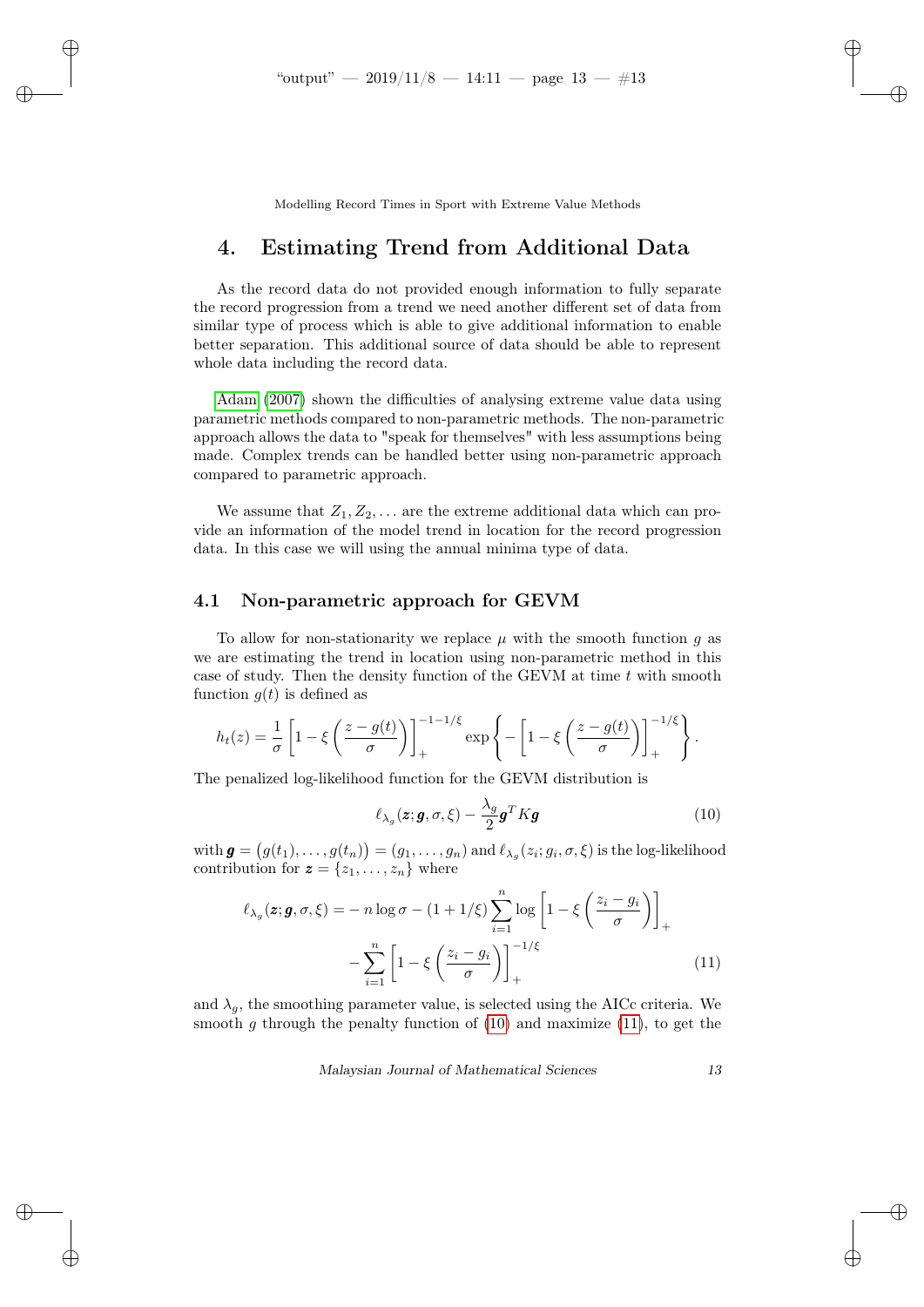# 4. Estimating Trend from Additional Data

As the record data do not provided enough information to fully separate the record progression from a trend we need another different set of data from similar type of process which is able to give additional information to enable better separation. This additional source of data should be able to represent whole data including the record data.

Adam (2007) shown the difficulties of analysing extreme value data using parametric methods compared to non-parametric methods. The non-parametric approach allows the data to "speak for themselves" with less assumptions being made. Complex trends can be handled better using non-parametric approach compared to parametric approach.

We assume that $Z_1, Z_2, \ldots$ are the extreme additional data which can provide an information of the model trend in location for the record progression data. In this case we will using the annual minima type of data.

## 4.1 Non-parametric approach for GEVM

To allow for non-stationarity we replace $\mu$ with the smooth function $g$ as we are estimating the trend in location using non-parametric method in this case of study. Then the density function of the GEVM at time $t$ with smooth function $g(t)$ is defined as

$$h_t(z) = \frac{1}{\sigma}\left[1 - \xi\left(\frac{z - g(t)}{\sigma}\right)\right]_+^{-1-1/\xi} \exp\left\{-\left[1 - \xi\left(\frac{z - g(t)}{\sigma}\right)\right]_+^{-1/\xi}\right\}.$$

The penalized log-likelihood function for the GEVM distribution is

$$\ell_{\lambda_g}(\boldsymbol{z}; \boldsymbol{g}, \sigma, \xi) - \frac{\lambda_g}{2}\boldsymbol{g}^T K \boldsymbol{g} \tag{10}$$

with $\boldsymbol{g} = \big(g(t_1), \ldots, g(t_n)\big) = (g_1, \ldots, g_n)$ and $\ell_{\lambda_g}(z_i; g_i, \sigma, \xi)$ is the log-likelihood contribution for $\boldsymbol{z} = \{z_1, \ldots, z_n\}$ where

$$\begin{aligned}\ell_{\lambda_g}(\boldsymbol{z}; \boldsymbol{g}, \sigma, \xi) = & -n\log\sigma - (1 + 1/\xi)\sum_{i=1}^{n}\log\left[1 - \xi\left(\frac{z_i - g_i}{\sigma}\right)\right]_+ \\ & - \sum_{i=1}^{n}\left[1 - \xi\left(\frac{z_i - g_i}{\sigma}\right)\right]_+^{-1/\xi}\end{aligned} \tag{11}$$

and $\lambda_g$, the smoothing parameter value, is selected using the AICc criteria. We smooth $g$ through the penalty function of (10) and maximize (11), to get the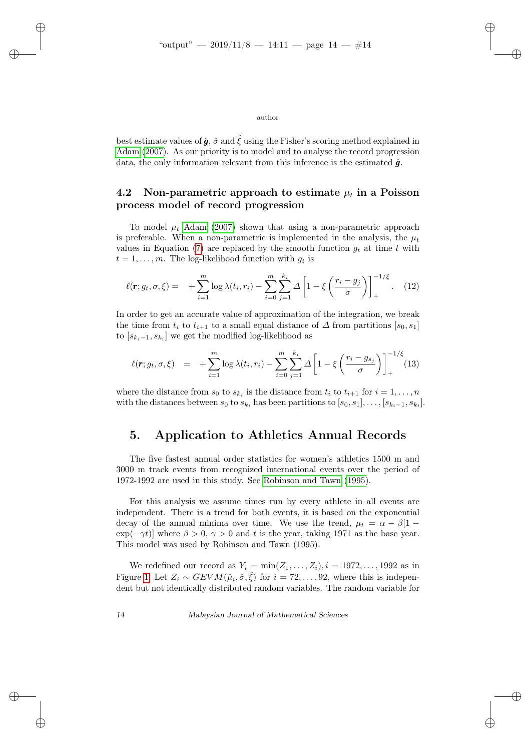best estimate values of $\hat{\boldsymbol{g}}$, $\hat{\sigma}$ and $\hat{\xi}$ using the Fisher's scoring method explained in Adam (2007). As our priority is to model and to analyse the record progression data, the only information relevant from this inference is the estimated $\hat{\boldsymbol{g}}$.

### 4.2 Non-parametric approach to estimate $\mu_t$ in a Poisson process model of record progression

To model $\mu_t$ Adam (2007) shown that using a non-parametric approach is preferable. When a non-parametric is implemented in the analysis, the $\mu_t$ values in Equation (7) are replaced by the smooth function $g_t$ at time $t$ with $t = 1, \ldots, m$. The log-likelihood function with $g_t$ is

$$\ell(\boldsymbol{r}; g_t, \sigma, \xi) = \quad + \sum_{i=1}^{m} \log \lambda(t_i, r_i) - \sum_{i=0}^{m} \sum_{j=1}^{k_i} \varDelta \left[ 1 - \xi \left( \frac{r_i - g_j}{\sigma} \right) \right]_+^{-1/\xi}. \quad (12)$$

In order to get an accurate value of approximation of the integration, we break the time from $t_i$ to $t_{i+1}$ to a small equal distance of $\varDelta$ from partitions $[s_0, s_1]$ to $[s_{k_i-1}, s_{k_i}]$ we get the modified log-likelihood as

$$\ell(\boldsymbol{r}; g_t, \sigma, \xi) \quad = \quad + \sum_{i=1}^{m} \log \lambda(t_i, r_i) - \sum_{i=0}^{m} \sum_{j=1}^{k_i} \varDelta \left[ 1 - \xi \left( \frac{r_i - g_{s_j}}{\sigma} \right) \right]_+^{-1/\xi} \quad (13)$$

where the distance from $s_0$ to $s_{k_i}$ is the distance from $t_i$ to $t_{i+1}$ for $i = 1, \ldots, n$ with the distances between $s_0$ to $s_{k_i}$ has been partitions to $[s_0, s_1], \ldots, [s_{k_i-1}, s_{k_i}]$.

## 5. Application to Athletics Annual Records

The five fastest annual order statistics for women's athletics 1500 m and 3000 m track events from recognized international events over the period of 1972-1992 are used in this study. See Robinson and Tawn (1995).

For this analysis we assume times run by every athlete in all events are independent. There is a trend for both events, it is based on the exponential decay of the annual minima over time. We use the trend, $\mu_t = \alpha - \beta[1 - \exp(-\gamma t)]$ where $\beta > 0$, $\gamma > 0$ and $t$ is the year, taking 1971 as the base year. This model was used by Robinson and Tawn (1995).

We redefined our record as $Y_i = \min(Z_1, \ldots, Z_i), i = 1972, \ldots, 1992$ as in Figure 1. Let $Z_i \sim GEVM(\hat{\mu}_i, \hat{\sigma}, \hat{\xi})$ for $i = 72, \ldots, 92$, where this is independent but not identically distributed random variables. The random variable for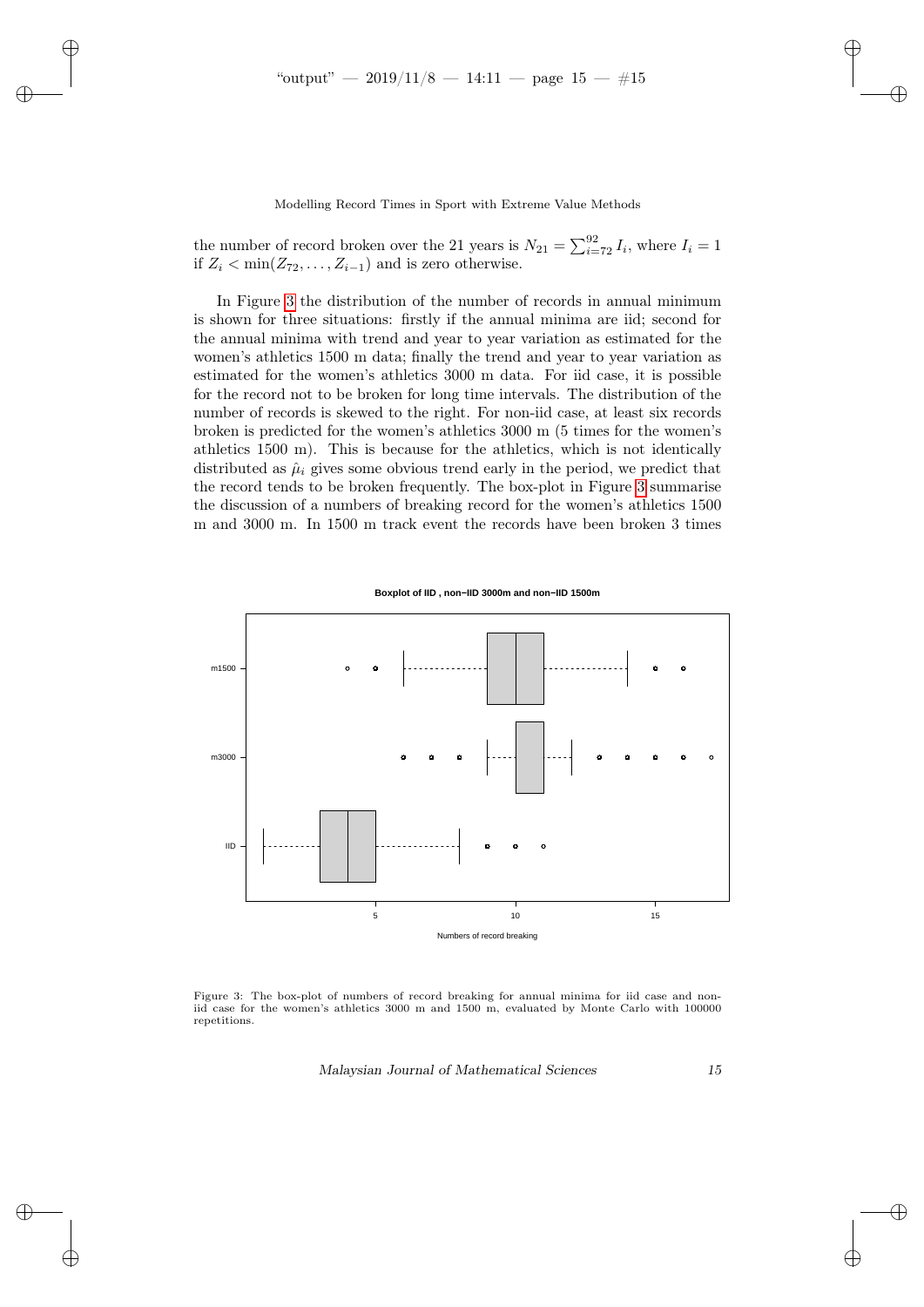the number of record broken over the 21 years is $N_{21} = \sum_{i=72}^{92} I_i$, where $I_i = 1$ if $Z_i < \min(Z_{72}, \ldots, Z_{i-1})$ and is zero otherwise.

In Figure 3 the distribution of the number of records in annual minimum is shown for three situations: firstly if the annual minima are iid; second for the annual minima with trend and year to year variation as estimated for the women's athletics 1500 m data; finally the trend and year to year variation as estimated for the women's athletics 3000 m data. For iid case, it is possible for the record not to be broken for long time intervals. The distribution of the number of records is skewed to the right. For non-iid case, at least six records broken is predicted for the women's athletics 3000 m (5 times for the women's athletics 1500 m). This is because for the athletics, which is not identically distributed as $\hat{\mu}_i$ gives some obvious trend early in the period, we predict that the record tends to be broken frequently. The box-plot in Figure 3 summarise the discussion of a numbers of breaking record for the women's athletics 1500 m and 3000 m. In 1500 m track event the records have been broken 3 times

Figure 3: The box-plot of numbers of record breaking for annual minima for iid case and non-iid case for the women's athletics 3000 m and 1500 m, evaluated by Monte Carlo with 100000 repetitions.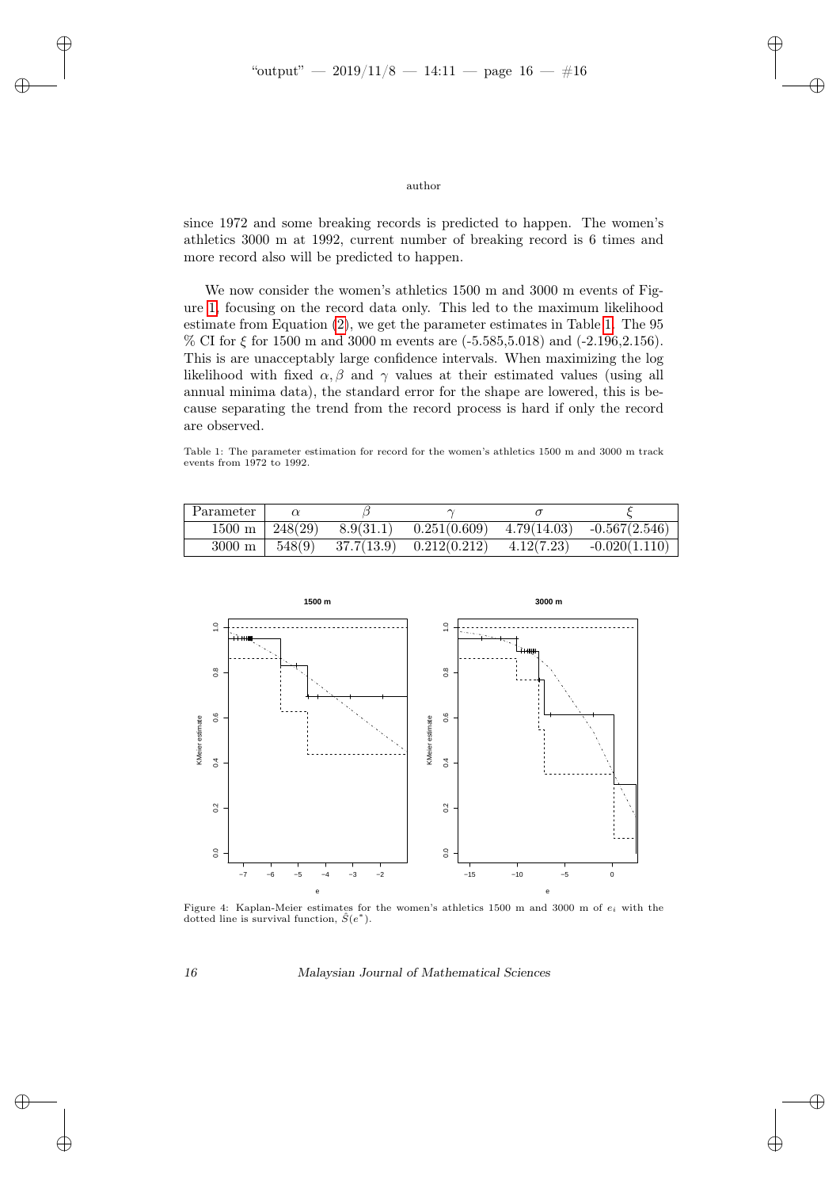since 1972 and some breaking records is predicted to happen. The women's athletics 3000 m at 1992, current number of breaking record is 6 times and more record also will be predicted to happen.

We now consider the women's athletics 1500 m and 3000 m events of Figure 1, focusing on the record data only. This led to the maximum likelihood estimate from Equation (2), we get the parameter estimates in Table 1. The 95 % CI for $\xi$ for 1500 m and 3000 m events are (-5.585,5.018) and (-2.196,2.156). This is are unacceptably large confidence intervals. When maximizing the log likelihood with fixed $\alpha, \beta$ and $\gamma$ values at their estimated values (using all annual minima data), the standard error for the shape are lowered, this is because separating the trend from the record process is hard if only the record are observed.

Table 1: The parameter estimation for record for the women's athletics 1500 m and 3000 m track events from 1972 to 1992.

| Parameter | $\alpha$ | $\beta$ | $\gamma$ | $\sigma$ | $\xi$ |
|---|---|---|---|---|---|
| 1500 m | 248(29) | 8.9(31.1) | 0.251(0.609) | 4.79(14.03) | -0.567(2.546) |
| 3000 m | 548(9) | 37.7(13.9) | 0.212(0.212) | 4.12(7.23) | -0.020(1.110) |

Figure 4: Kaplan-Meier estimates for the women's athletics 1500 m and 3000 m of $e_i$ with the dotted line is survival function, $\hat{S}(e^*)$.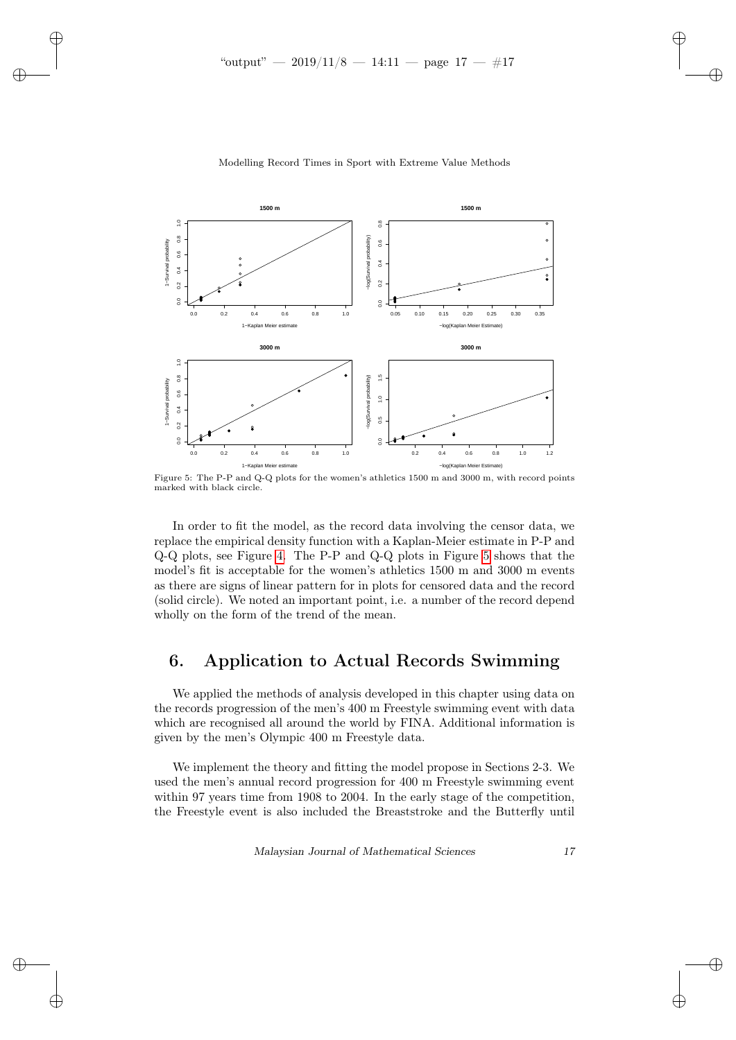Figure 5: The P-P and Q-Q plots for the women's athletics 1500 m and 3000 m, with record points marked with black circle.

In order to fit the model, as the record data involving the censor data, we replace the empirical density function with a Kaplan-Meier estimate in P-P and Q-Q plots, see Figure 4. The P-P and Q-Q plots in Figure 5 shows that the model's fit is acceptable for the women's athletics 1500 m and 3000 m events as there are signs of linear pattern for in plots for censored data and the record (solid circle). We noted an important point, i.e. a number of the record depend wholly on the form of the trend of the mean.

## 6. Application to Actual Records Swimming

We applied the methods of analysis developed in this chapter using data on the records progression of the men's 400 m Freestyle swimming event with data which are recognised all around the world by FINA. Additional information is given by the men's Olympic 400 m Freestyle data.

We implement the theory and fitting the model propose in Sections 2-3. We used the men's annual record progression for 400 m Freestyle swimming event within 97 years time from 1908 to 2004. In the early stage of the competition, the Freestyle event is also included the Breaststroke and the Butterfly until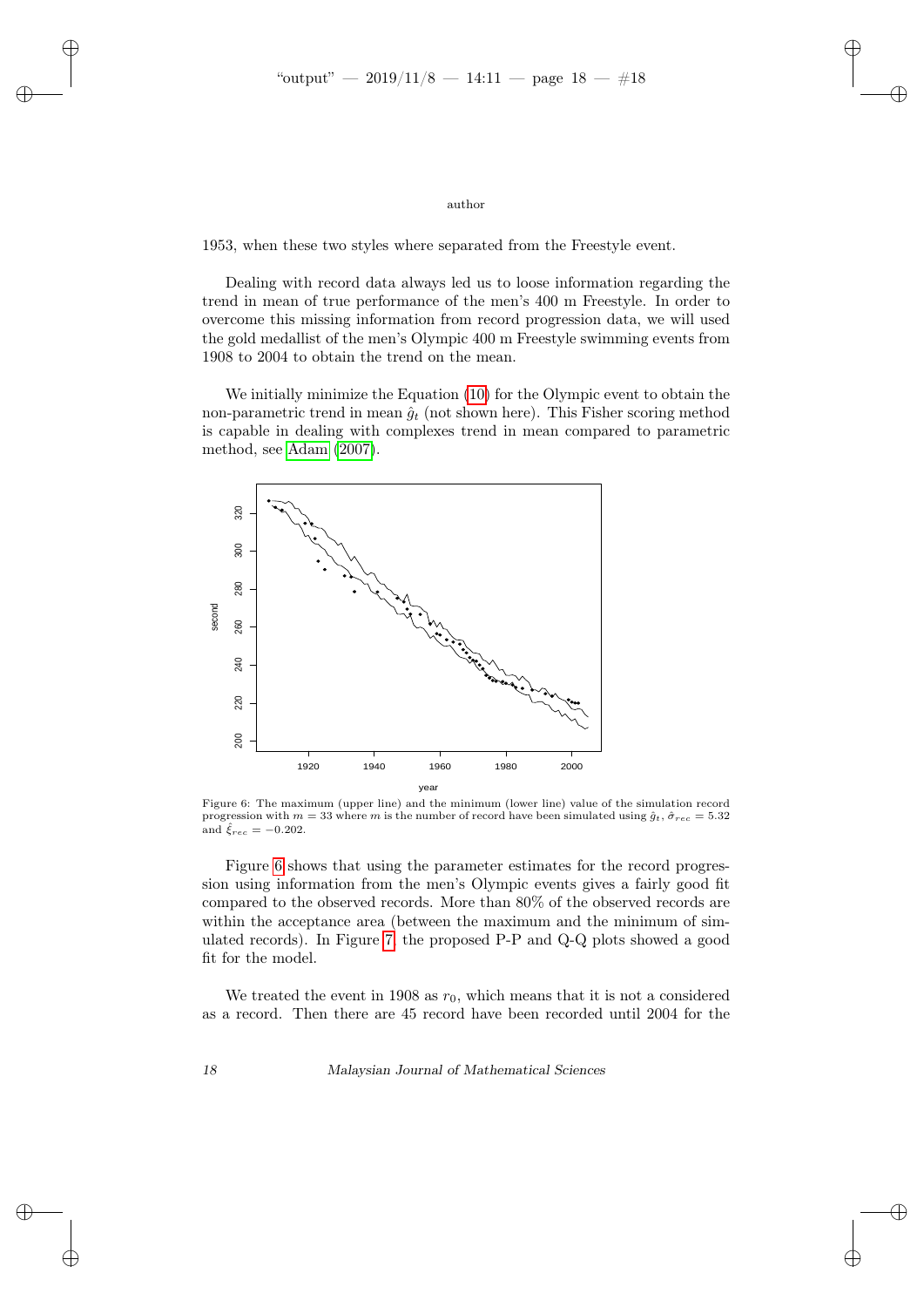1953, when these two styles where separated from the Freestyle event.

Dealing with record data always led us to loose information regarding the trend in mean of true performance of the men's 400 m Freestyle. In order to overcome this missing information from record progression data, we will used the gold medallist of the men's Olympic 400 m Freestyle swimming events from 1908 to 2004 to obtain the trend on the mean.

We initially minimize the Equation (10) for the Olympic event to obtain the non-parametric trend in mean $\hat{g}_t$ (not shown here). This Fisher scoring method is capable in dealing with complexes trend in mean compared to parametric method, see Adam (2007).

Figure 6: The maximum (upper line) and the minimum (lower line) value of the simulation record progression with $m = 33$ where $m$ is the number of record have been simulated using $\hat{g}_t$, $\hat{\sigma}_{rec} = 5.32$ and $\hat{\xi}_{rec} = -0.202$.

Figure 6 shows that using the parameter estimates for the record progression using information from the men's Olympic events gives a fairly good fit compared to the observed records. More than 80% of the observed records are within the acceptance area (between the maximum and the minimum of simulated records). In Figure 7, the proposed P-P and Q-Q plots showed a good fit for the model.

We treated the event in 1908 as $r_0$, which means that it is not a considered as a record. Then there are 45 record have been recorded until 2004 for the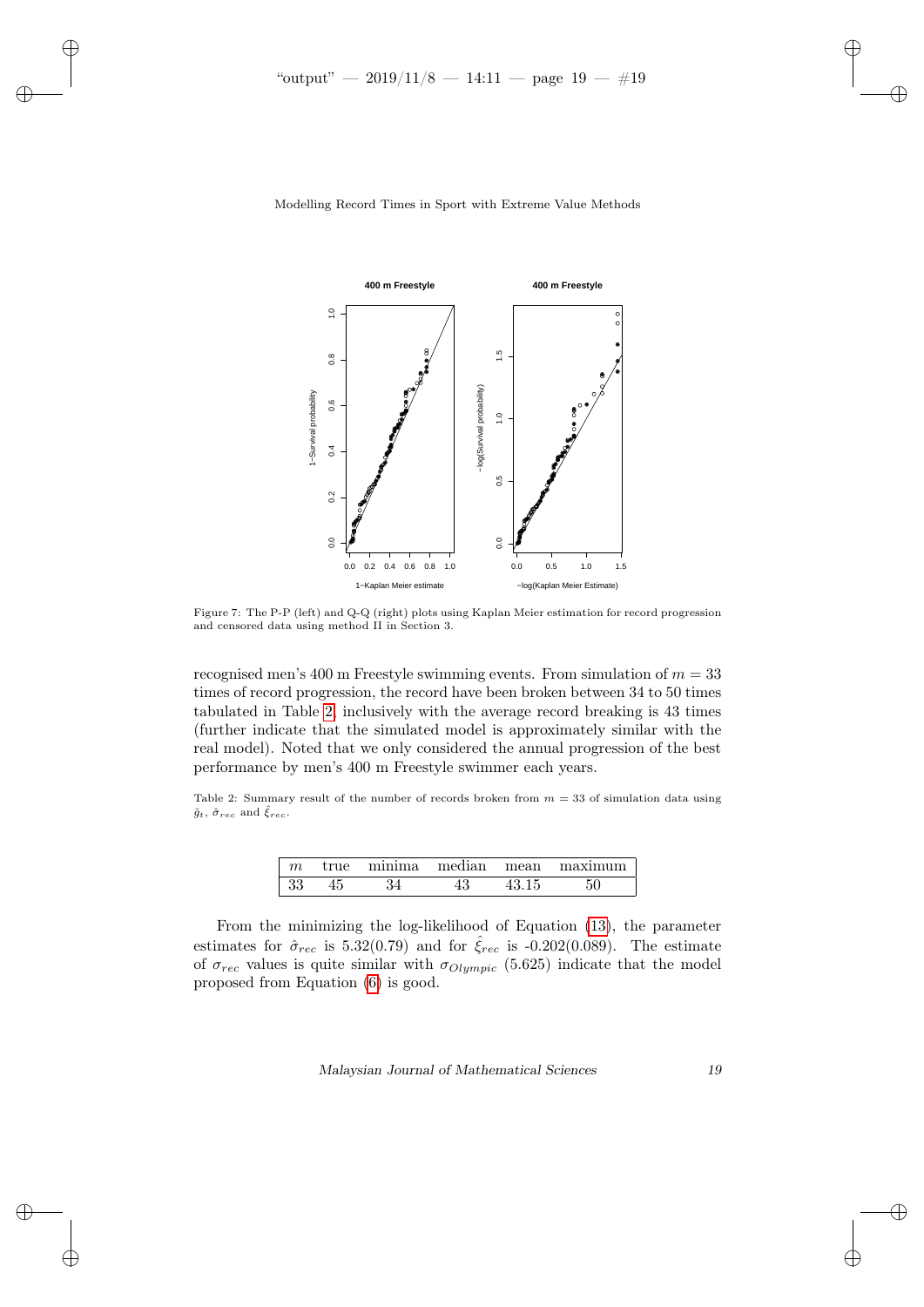Figure 7: The P-P (left) and Q-Q (right) plots using Kaplan Meier estimation for record progression and censored data using method II in Section 3.

recognised men's 400 m Freestyle swimming events. From simulation of $m = 33$ times of record progression, the record have been broken between 34 to 50 times tabulated in Table 2, inclusively with the average record breaking is 43 times (further indicate that the simulated model is approximately similar with the real model). Noted that we only considered the annual progression of the best performance by men's 400 m Freestyle swimmer each years.

Table 2: Summary result of the number of records broken from $m = 33$ of simulation data using $\hat{g}_t$, $\hat{\sigma}_{rec}$ and $\hat{\xi}_{rec}$.

| $m$ | true | minima | median | mean | maximum |
|---|---|---|---|---|---|
| 33 | 45 | 34 | 43 | 43.15 | 50 |

From the minimizing the log-likelihood of Equation (13), the parameter estimates for $\hat{\sigma}_{rec}$ is 5.32(0.79) and for $\hat{\xi}_{rec}$ is -0.202(0.089). The estimate of $\sigma_{rec}$ values is quite similar with $\sigma_{Olympic}$ (5.625) indicate that the model proposed from Equation (6) is good.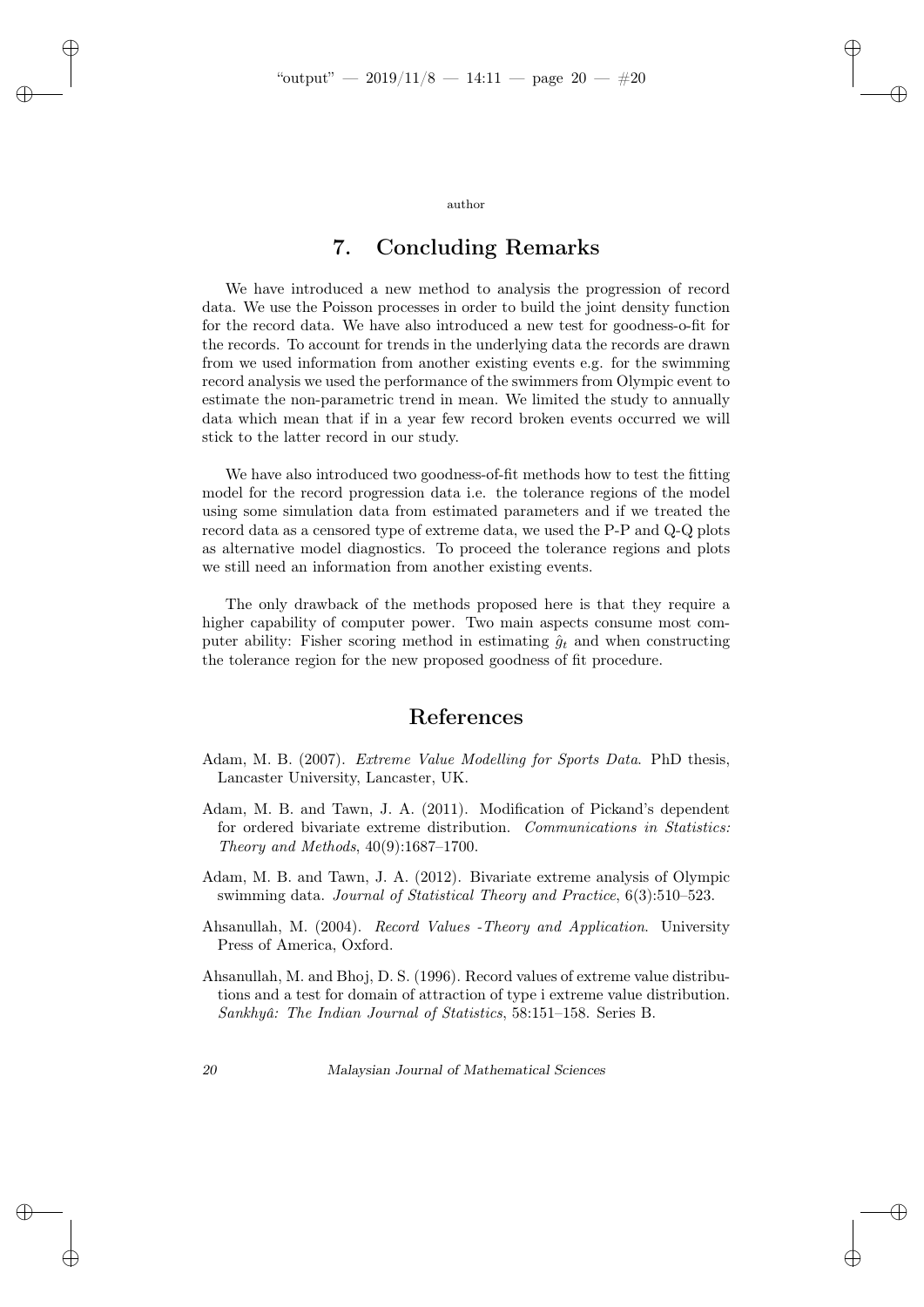## 7. Concluding Remarks

We have introduced a new method to analysis the progression of record data. We use the Poisson processes in order to build the joint density function for the record data. We have also introduced a new test for goodness-o-fit for the records. To account for trends in the underlying data the records are drawn from we used information from another existing events e.g. for the swimming record analysis we used the performance of the swimmers from Olympic event to estimate the non-parametric trend in mean. We limited the study to annually data which mean that if in a year few record broken events occurred we will stick to the latter record in our study.

We have also introduced two goodness-of-fit methods how to test the fitting model for the record progression data i.e. the tolerance regions of the model using some simulation data from estimated parameters and if we treated the record data as a censored type of extreme data, we used the P-P and Q-Q plots as alternative model diagnostics. To proceed the tolerance regions and plots we still need an information from another existing events.

The only drawback of the methods proposed here is that they require a higher capability of computer power. Two main aspects consume most computer ability: Fisher scoring method in estimating $\hat{g}_t$ and when constructing the tolerance region for the new proposed goodness of fit procedure.

## References

Adam, M. B. (2007). *Extreme Value Modelling for Sports Data*. PhD thesis, Lancaster University, Lancaster, UK.

Adam, M. B. and Tawn, J. A. (2011). Modification of Pickand's dependent for ordered bivariate extreme distribution. *Communications in Statistics: Theory and Methods*, 40(9):1687–1700.

Adam, M. B. and Tawn, J. A. (2012). Bivariate extreme analysis of Olympic swimming data. *Journal of Statistical Theory and Practice*, 6(3):510–523.

Ahsanullah, M. (2004). *Record Values -Theory and Application*. University Press of America, Oxford.

Ahsanullah, M. and Bhoj, D. S. (1996). Record values of extreme value distributions and a test for domain of attraction of type i extreme value distribution. *Sankhyâ: The Indian Journal of Statistics*, 58:151–158. Series B.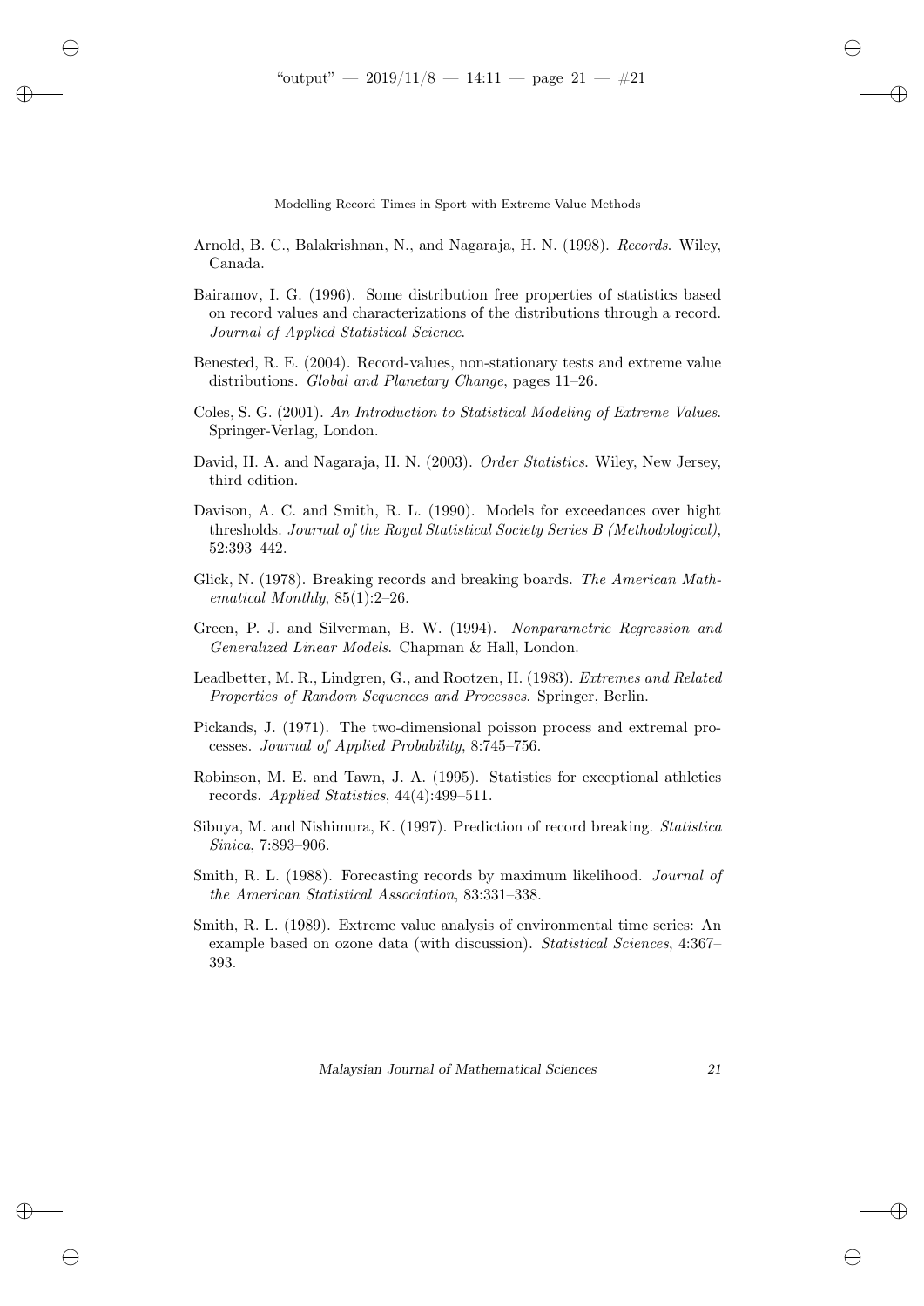Arnold, B. C., Balakrishnan, N., and Nagaraja, H. N. (1998). *Records*. Wiley, Canada.

Bairamov, I. G. (1996). Some distribution free properties of statistics based on record values and characterizations of the distributions through a record. *Journal of Applied Statistical Science*.

Benested, R. E. (2004). Record-values, non-stationary tests and extreme value distributions. *Global and Planetary Change*, pages 11–26.

Coles, S. G. (2001). *An Introduction to Statistical Modeling of Extreme Values*. Springer-Verlag, London.

David, H. A. and Nagaraja, H. N. (2003). *Order Statistics*. Wiley, New Jersey, third edition.

Davison, A. C. and Smith, R. L. (1990). Models for exceedances over hight thresholds. *Journal of the Royal Statistical Society Series B (Methodological)*, 52:393–442.

Glick, N. (1978). Breaking records and breaking boards. *The American Mathematical Monthly*, 85(1):2–26.

Green, P. J. and Silverman, B. W. (1994). *Nonparametric Regression and Generalized Linear Models*. Chapman & Hall, London.

Leadbetter, M. R., Lindgren, G., and Rootzen, H. (1983). *Extremes and Related Properties of Random Sequences and Processes*. Springer, Berlin.

Pickands, J. (1971). The two-dimensional poisson process and extremal processes. *Journal of Applied Probability*, 8:745–756.

Robinson, M. E. and Tawn, J. A. (1995). Statistics for exceptional athletics records. *Applied Statistics*, 44(4):499–511.

Sibuya, M. and Nishimura, K. (1997). Prediction of record breaking. *Statistica Sinica*, 7:893–906.

Smith, R. L. (1988). Forecasting records by maximum likelihood. *Journal of the American Statistical Association*, 83:331–338.

Smith, R. L. (1989). Extreme value analysis of environmental time series: An example based on ozone data (with discussion). *Statistical Sciences*, 4:367–393.